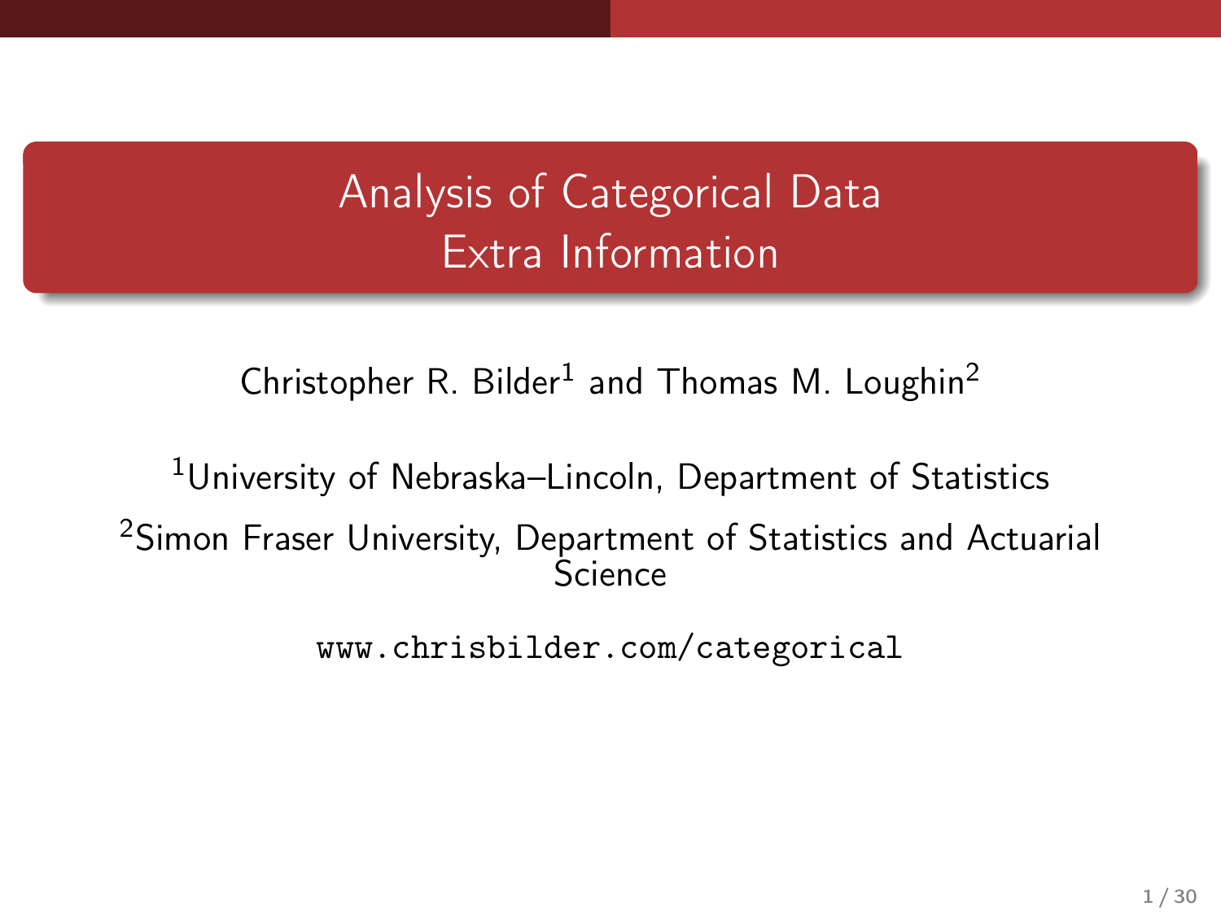# Analysis of Categorical Data
## Extra Information

Christopher R. Bilder[1] and Thomas M. Loughin[2]

[1]University of Nebraska–Lincoln, Department of Statistics

[2]Simon Fraser University, Department of Statistics and Actuarial Science

www.chrisbilder.com/categorical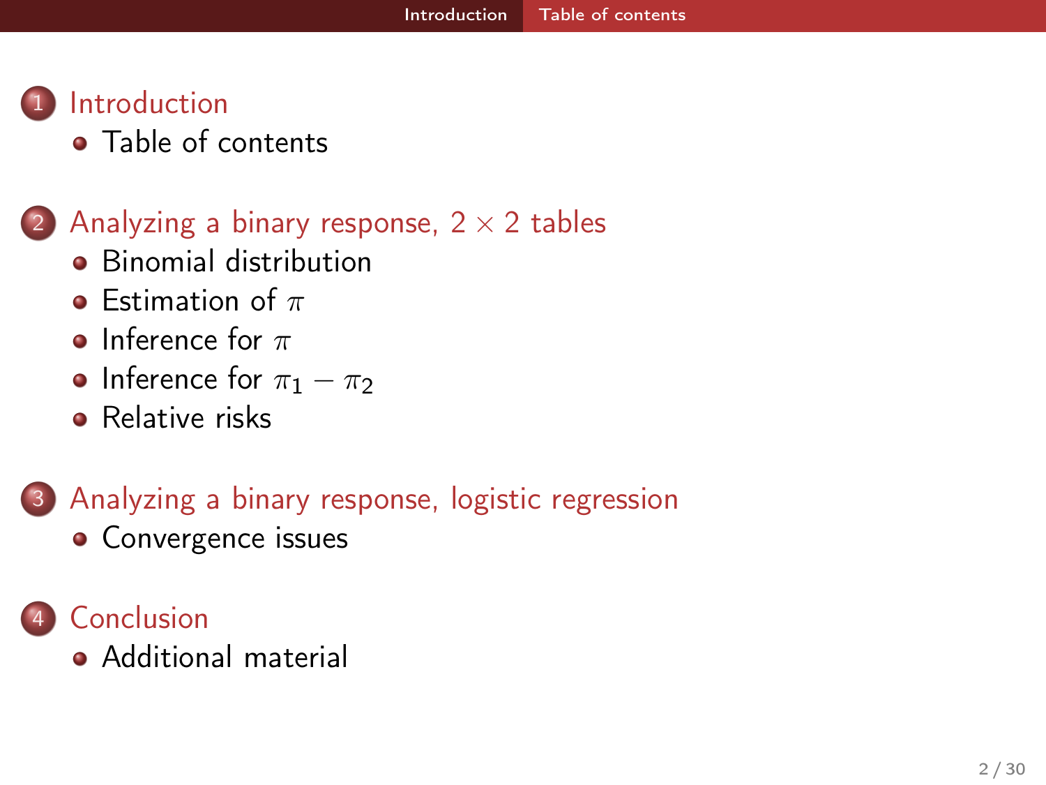1. Introduction
   - Table of contents

2. Analyzing a binary response, $2 \times 2$ tables
   - Binomial distribution
   - Estimation of $\pi$
   - Inference for $\pi$
   - Inference for $\pi_1 - \pi_2$
   - Relative risks

3. Analyzing a binary response, logistic regression
   - Convergence issues

4. Conclusion
   - Additional material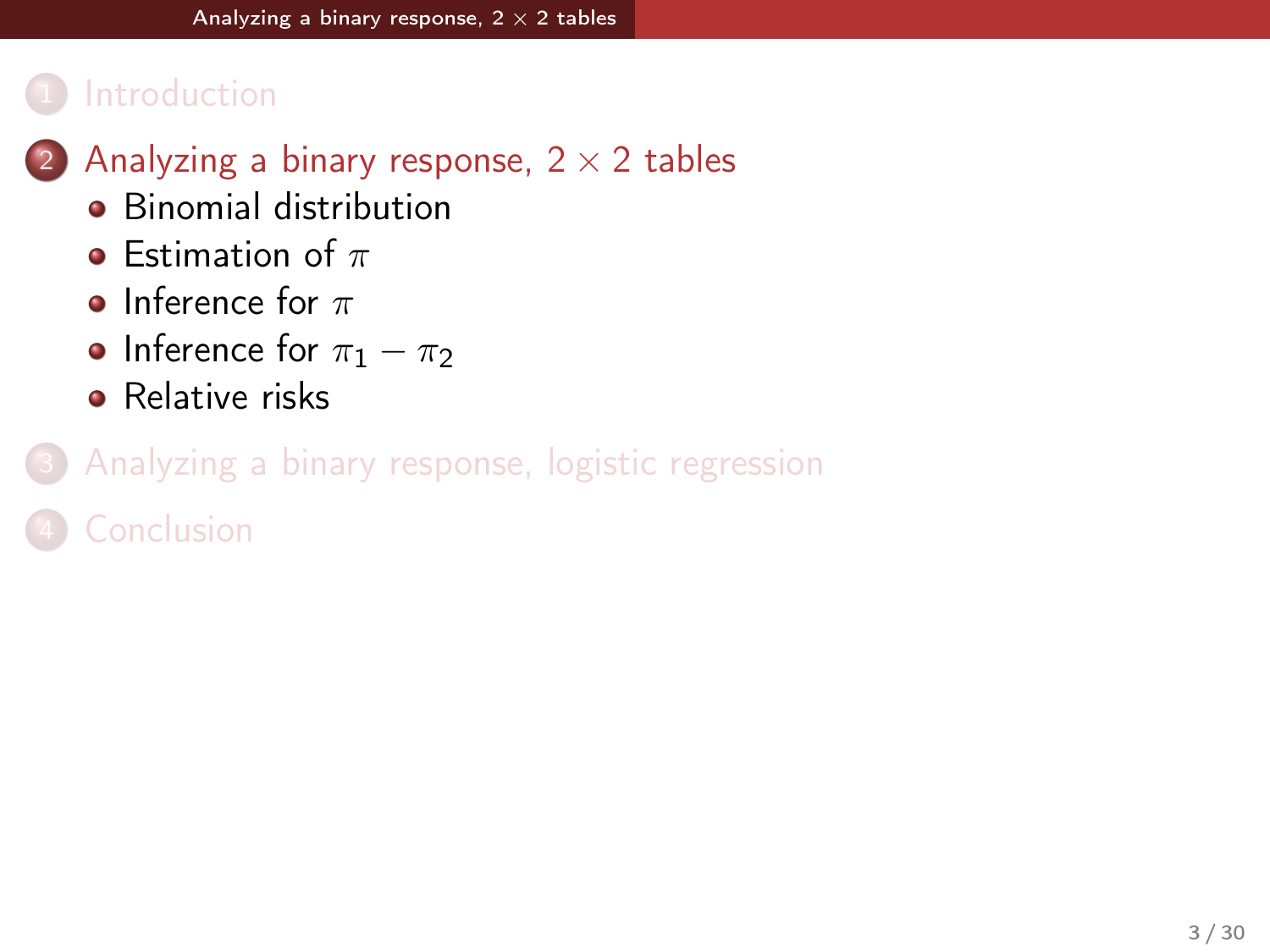1. Introduction

2. Analyzing a binary response, $2 \times 2$ tables
   - Binomial distribution
   - Estimation of $\pi$
   - Inference for $\pi$
   - Inference for $\pi_1 - \pi_2$
   - Relative risks

3. Analyzing a binary response, logistic regression

4. Conclusion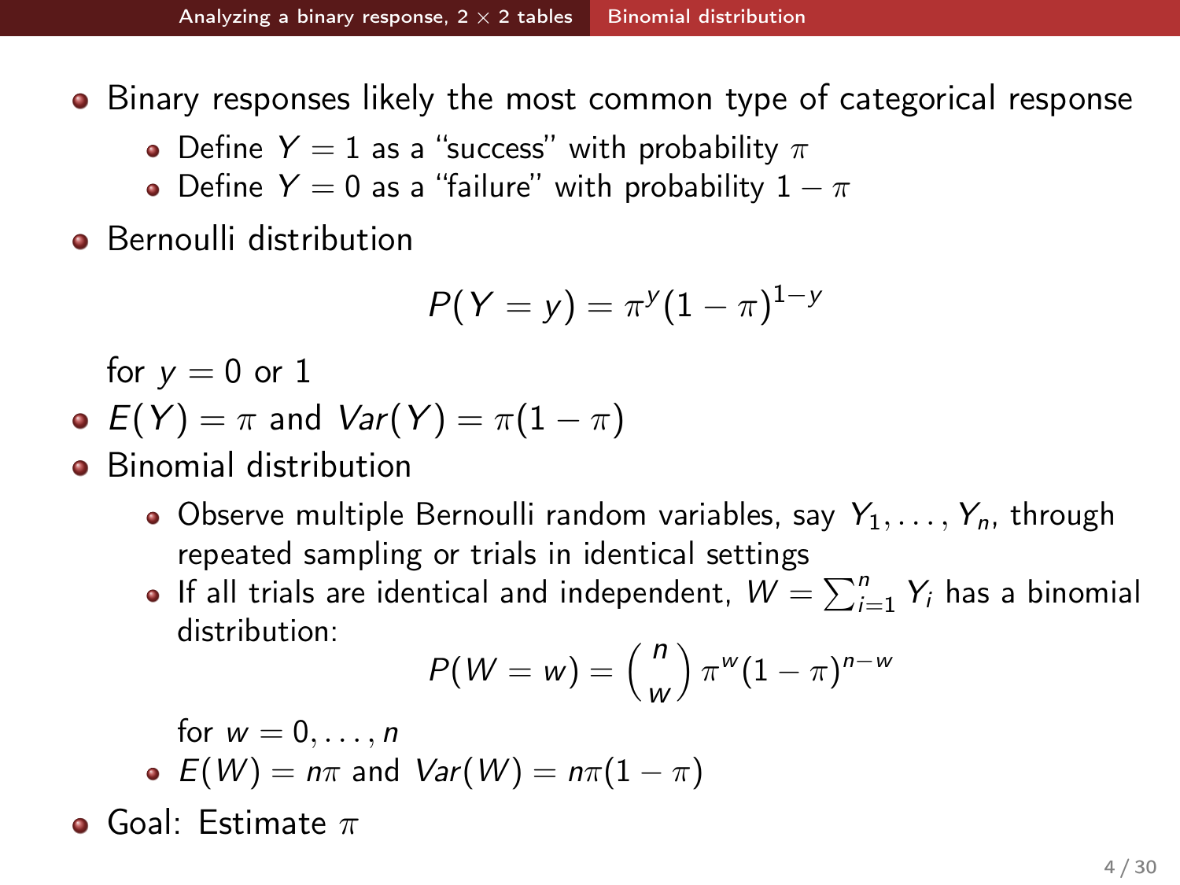- Binary responses likely the most common type of categorical response
  - Define $Y = 1$ as a "success" with probability $\pi$
  - Define $Y = 0$ as a "failure" with probability $1 - \pi$
- Bernoulli distribution

$$P(Y = y) = \pi^y (1 - \pi)^{1-y}$$

  for $y = 0$ or $1$
- $E(Y) = \pi$ and $Var(Y) = \pi(1 - \pi)$
- Binomial distribution
  - Observe multiple Bernoulli random variables, say $Y_1, \ldots, Y_n$, through repeated sampling or trials in identical settings
  - If all trials are identical and independent, $W = \sum_{i=1}^{n} Y_i$ has a binomial distribution:

$$P(W = w) = \binom{n}{w} \pi^w (1 - \pi)^{n-w}$$

    for $w = 0, \ldots, n$
  - $E(W) = n\pi$ and $Var(W) = n\pi(1 - \pi)$
- Goal: Estimate $\pi$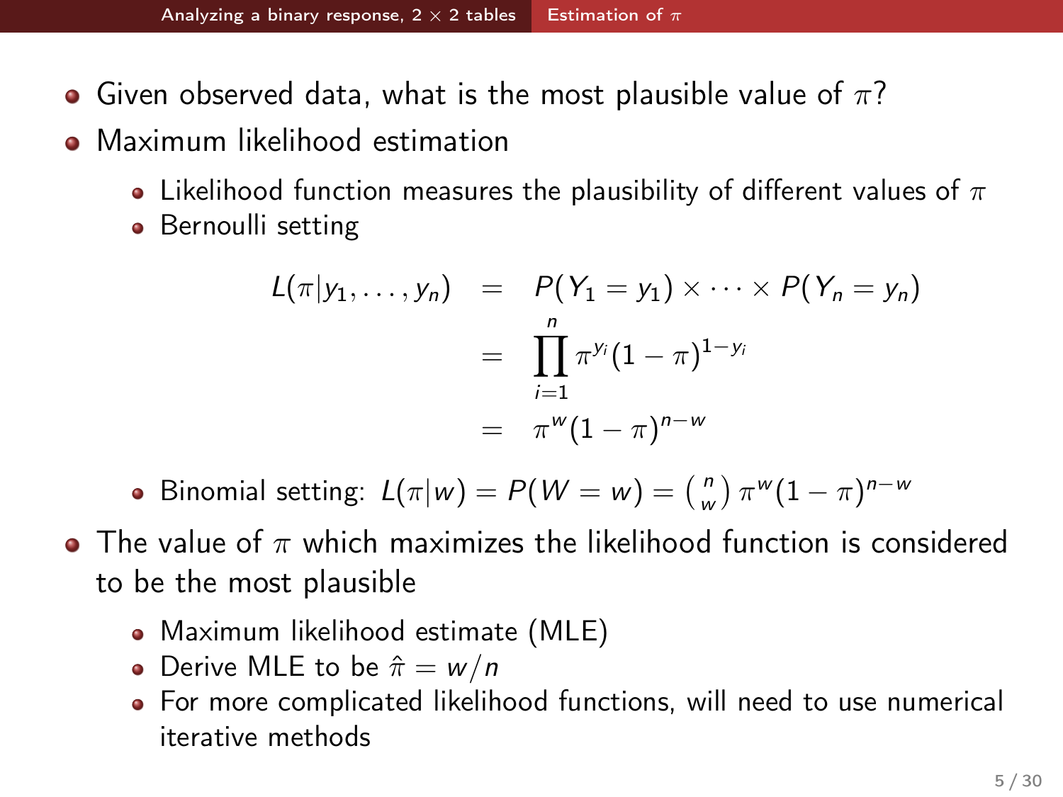- Given observed data, what is the most plausible value of $\pi$?
- Maximum likelihood estimation
  - Likelihood function measures the plausibility of different values of $\pi$
  - Bernoulli setting

$$
\begin{aligned}
L(\pi | y_1, \ldots, y_n) &= P(Y_1 = y_1) \times \cdots \times P(Y_n = y_n) \\
&= \prod_{i=1}^{n} \pi^{y_i} (1 - \pi)^{1 - y_i} \\
&= \pi^{w} (1 - \pi)^{n - w}
\end{aligned}
$$

  - Binomial setting: $L(\pi | w) = P(W = w) = \binom{n}{w} \pi^{w} (1 - \pi)^{n - w}$
- The value of $\pi$ which maximizes the likelihood function is considered to be the most plausible
  - Maximum likelihood estimate (MLE)
  - Derive MLE to be $\hat{\pi} = w/n$
  - For more complicated likelihood functions, will need to use numerical iterative methods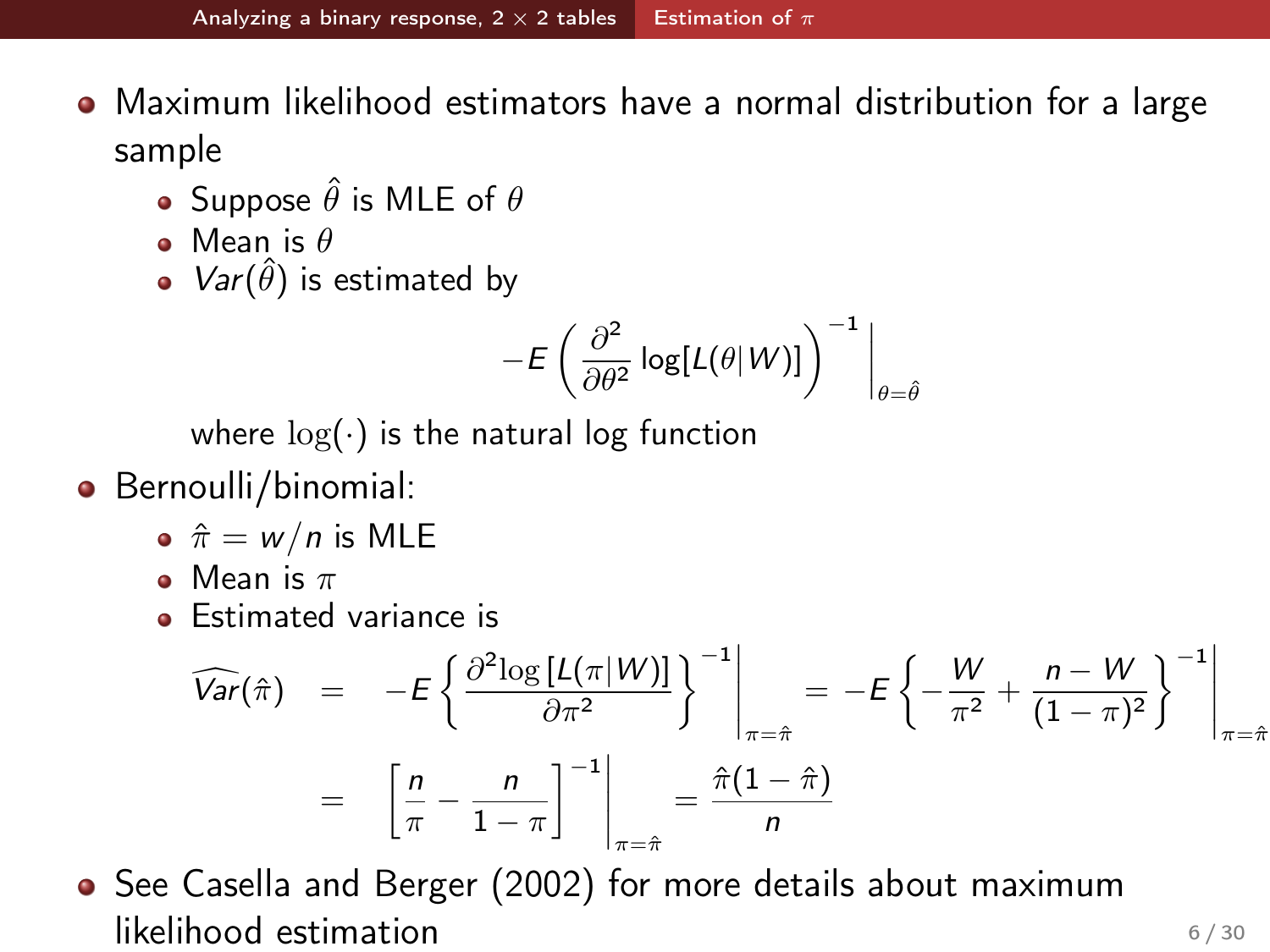- Maximum likelihood estimators have a normal distribution for a large sample
  - Suppose $\hat{\theta}$ is MLE of $\theta$
  - Mean is $\theta$
  - $Var(\hat{\theta})$ is estimated by

$$
-E\left(\frac{\partial^2}{\partial\theta^2}\log[L(\theta|W)]\right)^{-1}\Bigg|_{\theta=\hat{\theta}}
$$

    where $\log(\cdot)$ is the natural log function

- Bernoulli/binomial:
  - $\hat{\pi} = w/n$ is MLE
  - Mean is $\pi$
  - Estimated variance is

$$
\begin{aligned}
\widehat{Var}(\hat{\pi}) &= -E\left\{\frac{\partial^2 \log\left[L(\pi|W)\right]}{\partial\pi^2}\right\}^{-1}\Bigg|_{\pi=\hat{\pi}} = -E\left\{-\frac{W}{\pi^2} + \frac{n-W}{(1-\pi)^2}\right\}^{-1}\Bigg|_{\pi=\hat{\pi}} \\
&= \left[\frac{n}{\pi} - \frac{n}{1-\pi}\right]^{-1}\Bigg|_{\pi=\hat{\pi}} = \frac{\hat{\pi}(1-\hat{\pi})}{n}
\end{aligned}
$$

- See Casella and Berger (2002) for more details about maximum likelihood estimation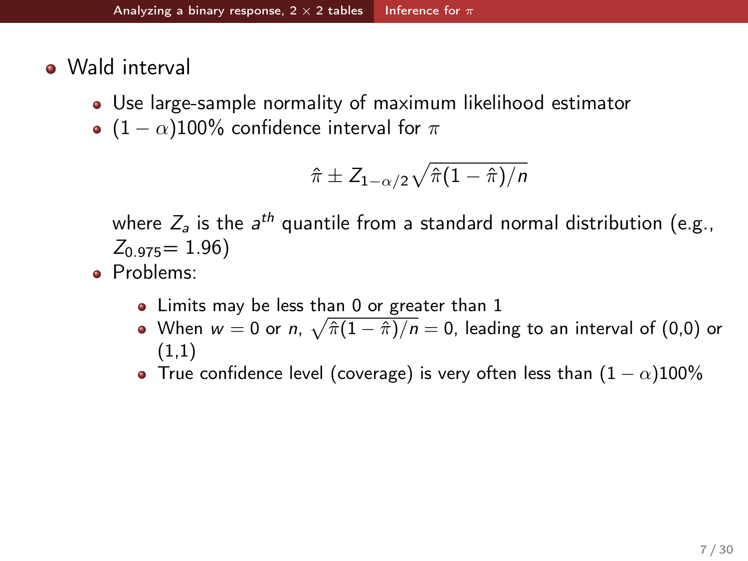- Wald interval
  - Use large-sample normality of maximum likelihood estimator
  - $(1-\alpha)100\%$ confidence interval for $\pi$

$$\hat{\pi} \pm Z_{1-\alpha/2}\sqrt{\hat{\pi}(1-\hat{\pi})/n}$$

    where $Z_a$ is the $a^{th}$ quantile from a standard normal distribution (e.g., $Z_{0.975}= 1.96$)
  - Problems:
    - Limits may be less than 0 or greater than 1
    - When $w = 0$ or $n$, $\sqrt{\hat{\pi}(1-\hat{\pi})/n} = 0$, leading to an interval of (0,0) or (1,1)
    - True confidence level (coverage) is very often less than $(1-\alpha)100\%$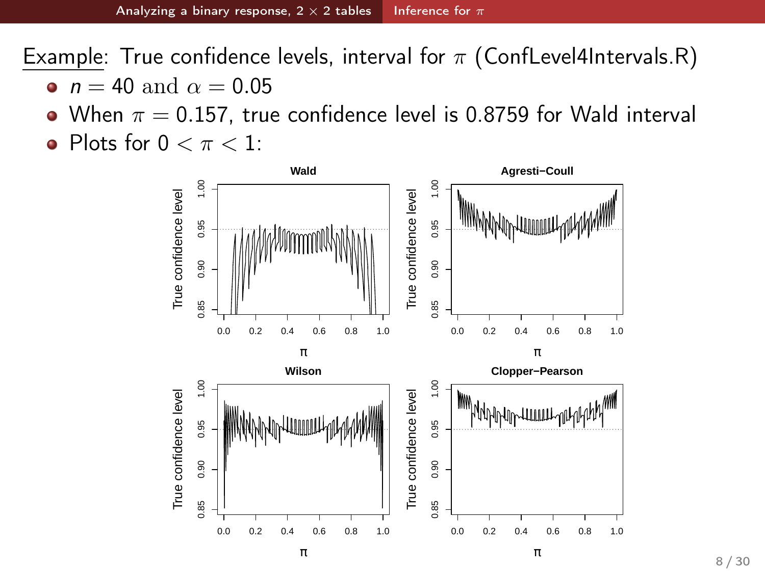Example: True confidence levels, interval for $\pi$ (ConfLevel4Intervals.R)

- $n = 40$ and $\alpha = 0.05$
- When $\pi = 0.157$, true confidence level is 0.8759 for Wald interval
- Plots for $0 < \pi < 1$: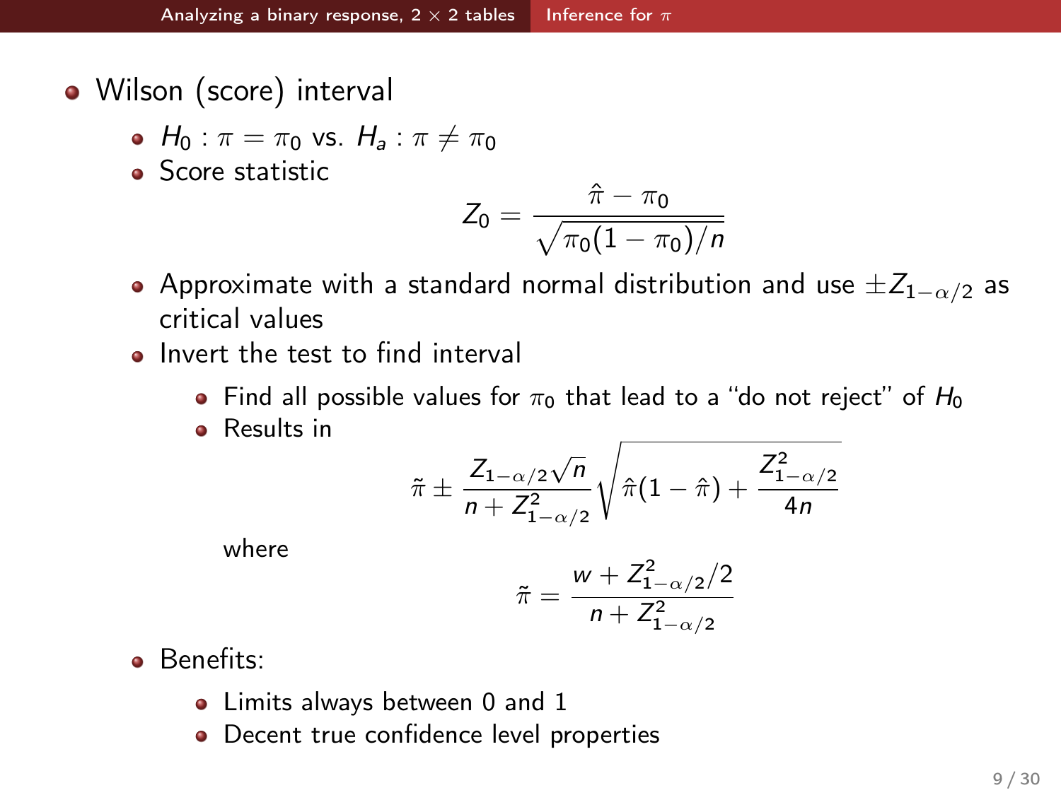- Wilson (score) interval
  - $H_0 : \pi = \pi_0$ vs. $H_a : \pi \neq \pi_0$
  - Score statistic

$$Z_0 = \frac{\hat{\pi} - \pi_0}{\sqrt{\pi_0(1 - \pi_0)/n}}$$

  - Approximate with a standard normal distribution and use $\pm Z_{1-\alpha/2}$ as critical values
  - Invert the test to find interval
    - Find all possible values for $\pi_0$ that lead to a "do not reject" of $H_0$
    - Results in

$$\tilde{\pi} \pm \frac{Z_{1-\alpha/2}\sqrt{n}}{n + Z^2_{1-\alpha/2}} \sqrt{\hat{\pi}(1 - \hat{\pi}) + \frac{Z^2_{1-\alpha/2}}{4n}}$$

where

$$\tilde{\pi} = \frac{w + Z^2_{1-\alpha/2}/2}{n + Z^2_{1-\alpha/2}}$$

  - Benefits:
    - Limits always between 0 and 1
    - Decent true confidence level properties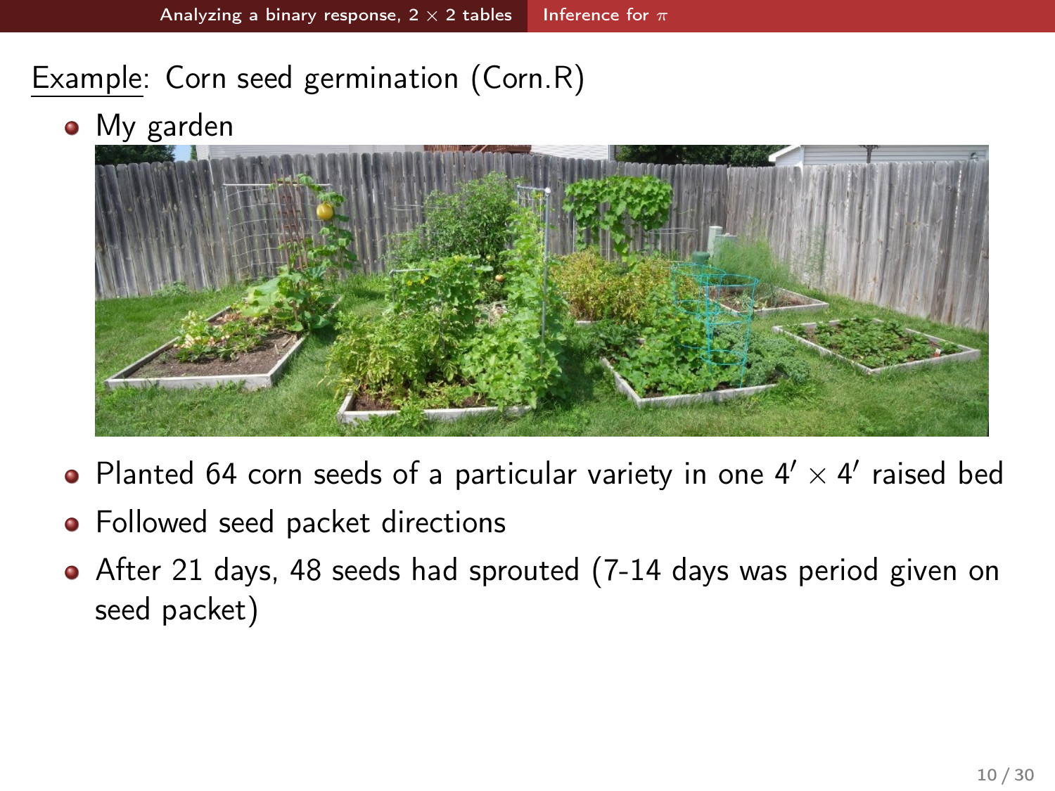Example: Corn seed germination (Corn.R)

- My garden
- Planted 64 corn seeds of a particular variety in one $4' \times 4'$ raised bed
- Followed seed packet directions
- After 21 days, 48 seeds had sprouted (7-14 days was period given on seed packet)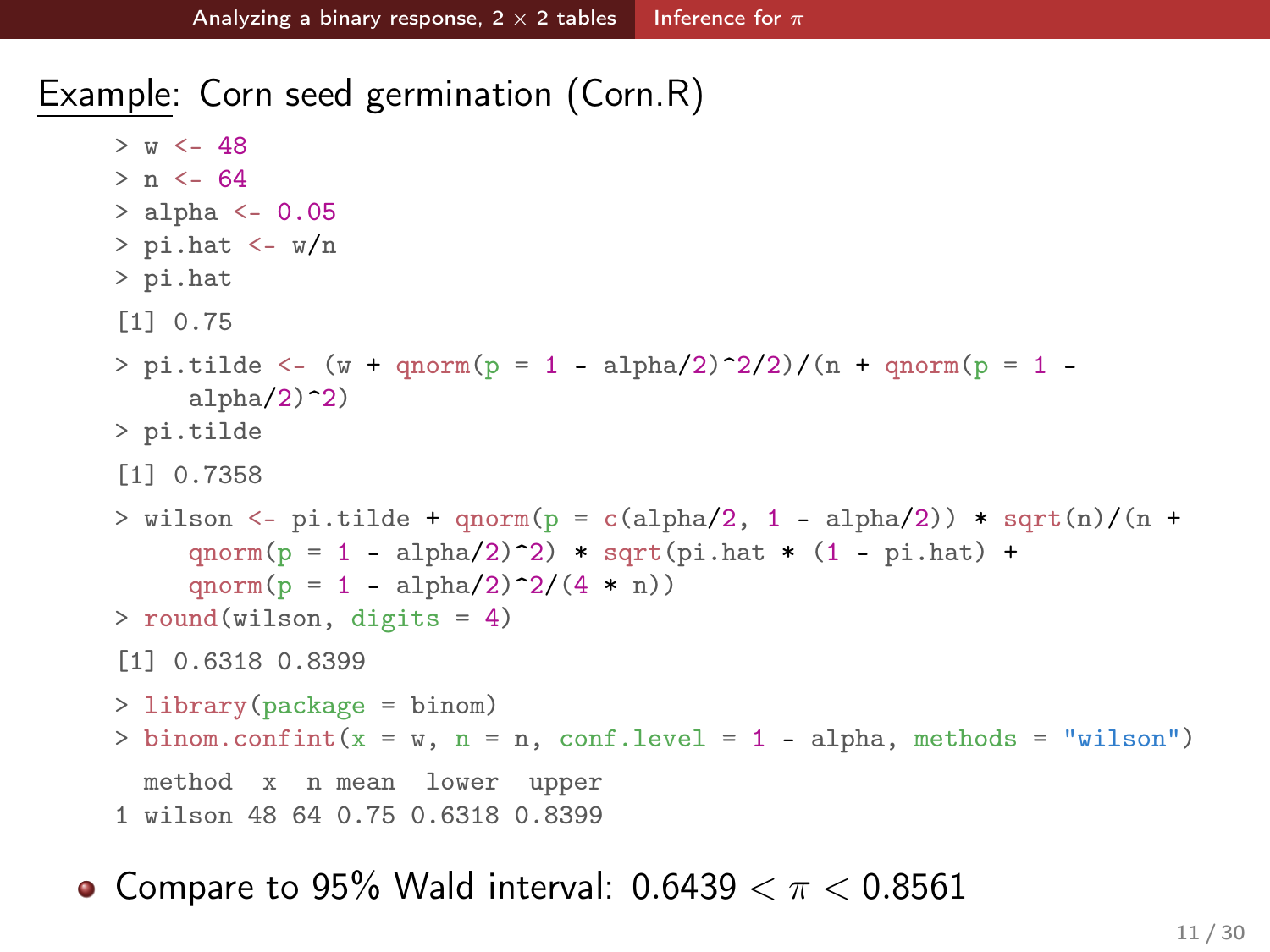## Example: Corn seed germination (Corn.R)

```
> w <- 48
> n <- 64
> alpha <- 0.05
> pi.hat <- w/n
> pi.hat
[1] 0.75
> pi.tilde <- (w + qnorm(p = 1 - alpha/2)^2/2)/(n + qnorm(p = 1 -
    alpha/2)^2)
> pi.tilde
[1] 0.7358
> wilson <- pi.tilde + qnorm(p = c(alpha/2, 1 - alpha/2)) * sqrt(n)/(n +
    qnorm(p = 1 - alpha/2)^2) * sqrt(pi.hat * (1 - pi.hat) +
    qnorm(p = 1 - alpha/2)^2/(4 * n))
> round(wilson, digits = 4)
[1] 0.6318 0.8399
> library(package = binom)
> binom.confint(x = w, n = n, conf.level = 1 - alpha, methods = "wilson")
  method  x  n mean  lower  upper
1 wilson 48 64 0.75 0.6318 0.8399
```

- Compare to 95% Wald interval: $0.6439 < \pi < 0.8561$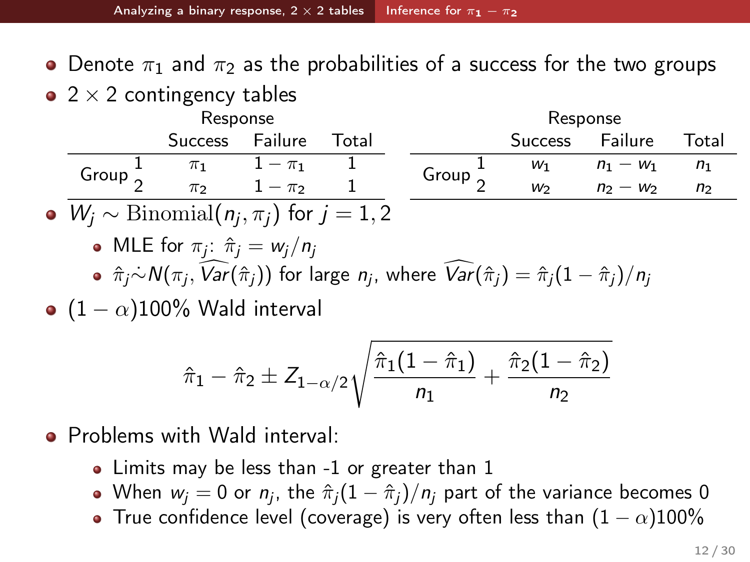- Denote $\pi_1$ and $\pi_2$ as the probabilities of a success for the two groups
- $2 \times 2$ contingency tables

| | | Response | | |
|---|---|---|---|---|
| | | Success | Failure | Total |
| Group | 1 | $\pi_1$ | $1-\pi_1$ | 1 |
| | 2 | $\pi_2$ | $1-\pi_2$ | 1 |

| | | Response | | |
|---|---|---|---|---|
| | | Success | Failure | Total |
| Group | 1 | $w_1$ | $n_1 - w_1$ | $n_1$ |
| | 2 | $w_2$ | $n_2 - w_2$ | $n_2$ |

- $W_j \sim \text{Binomial}(n_j, \pi_j)$ for $j = 1, 2$
  - MLE for $\pi_j$: $\hat{\pi}_j = w_j / n_j$
  - $\hat{\pi}_j \dot{\sim} N(\pi_j, \widehat{Var}(\hat{\pi}_j))$ for large $n_j$, where $\widehat{Var}(\hat{\pi}_j) = \hat{\pi}_j(1-\hat{\pi}_j)/n_j$
- $(1-\alpha)100\%$ Wald interval

$$\hat{\pi}_1 - \hat{\pi}_2 \pm Z_{1-\alpha/2}\sqrt{\frac{\hat{\pi}_1(1-\hat{\pi}_1)}{n_1} + \frac{\hat{\pi}_2(1-\hat{\pi}_2)}{n_2}}$$

- Problems with Wald interval:
  - Limits may be less than -1 or greater than 1
  - When $w_j = 0$ or $n_j$, the $\hat{\pi}_j(1-\hat{\pi}_j)/n_j$ part of the variance becomes 0
  - True confidence level (coverage) is very often less than $(1-\alpha)100\%$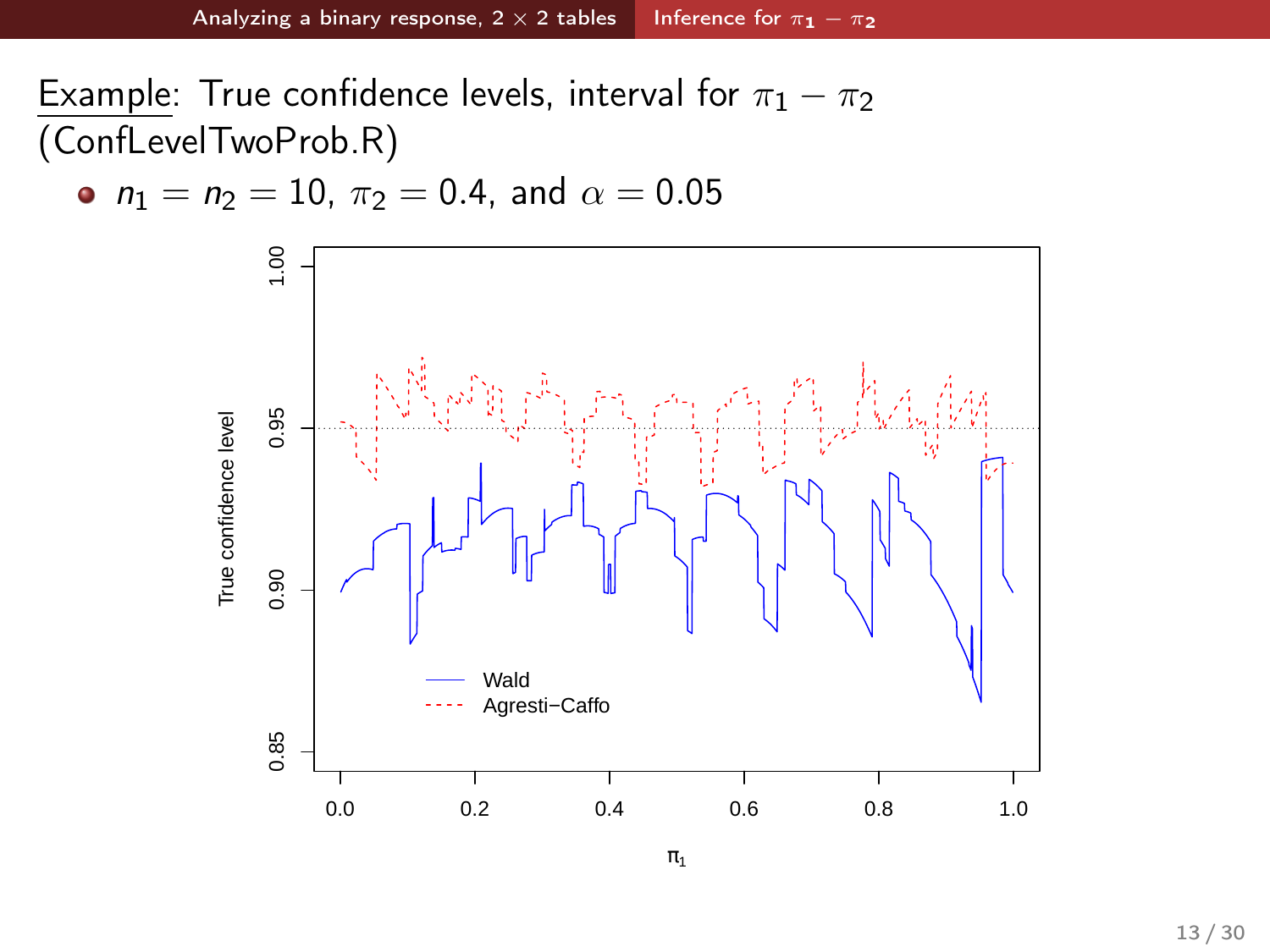## Example: True confidence levels, interval for $\pi_1 - \pi_2$ (ConfLevelTwoProb.R)

- $n_1 = n_2 = 10$, $\pi_2 = 0.4$, and $\alpha = 0.05$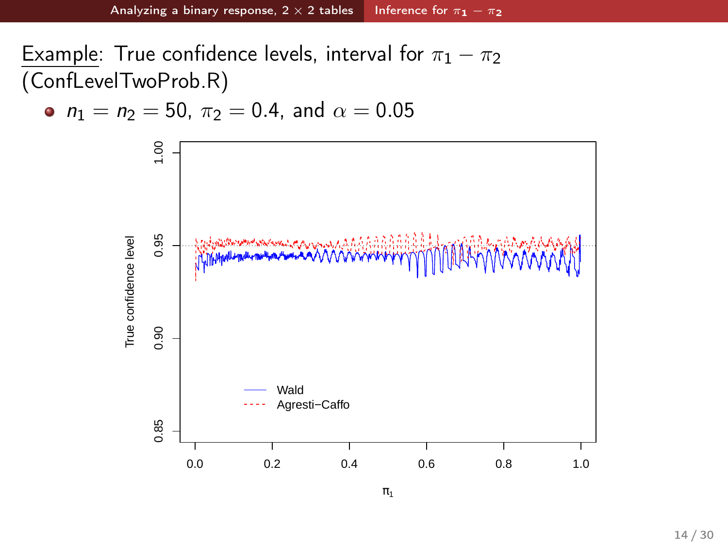## Example: True confidence levels, interval for $\pi_1 - \pi_2$ (ConfLevelTwoProb.R)

- $n_1 = n_2 = 50$, $\pi_2 = 0.4$, and $\alpha = 0.05$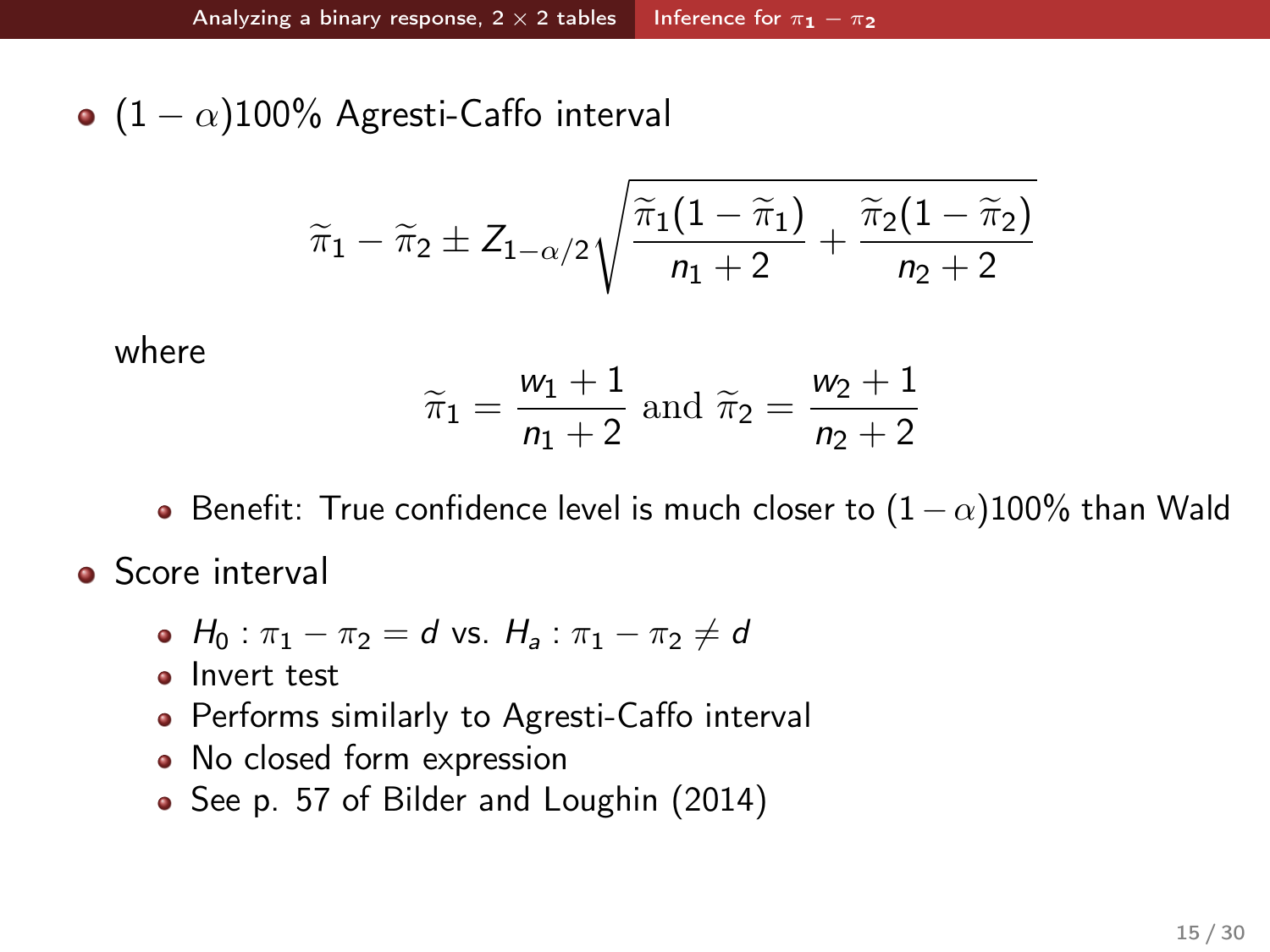- $(1-\alpha)100\%$ Agresti-Caffo interval

$$\widetilde{\pi}_1 - \widetilde{\pi}_2 \pm Z_{1-\alpha/2}\sqrt{\frac{\widetilde{\pi}_1(1-\widetilde{\pi}_1)}{n_1+2} + \frac{\widetilde{\pi}_2(1-\widetilde{\pi}_2)}{n_2+2}}$$

  where

$$\widetilde{\pi}_1 = \frac{w_1+1}{n_1+2} \text{ and } \widetilde{\pi}_2 = \frac{w_2+1}{n_2+2}$$

  - Benefit: True confidence level is much closer to $(1-\alpha)100\%$ than Wald

- Score interval
  - $H_0: \pi_1 - \pi_2 = d$ vs. $H_a: \pi_1 - \pi_2 \neq d$
  - Invert test
  - Performs similarly to Agresti-Caffo interval
  - No closed form expression
  - See p. 57 of Bilder and Loughin (2014)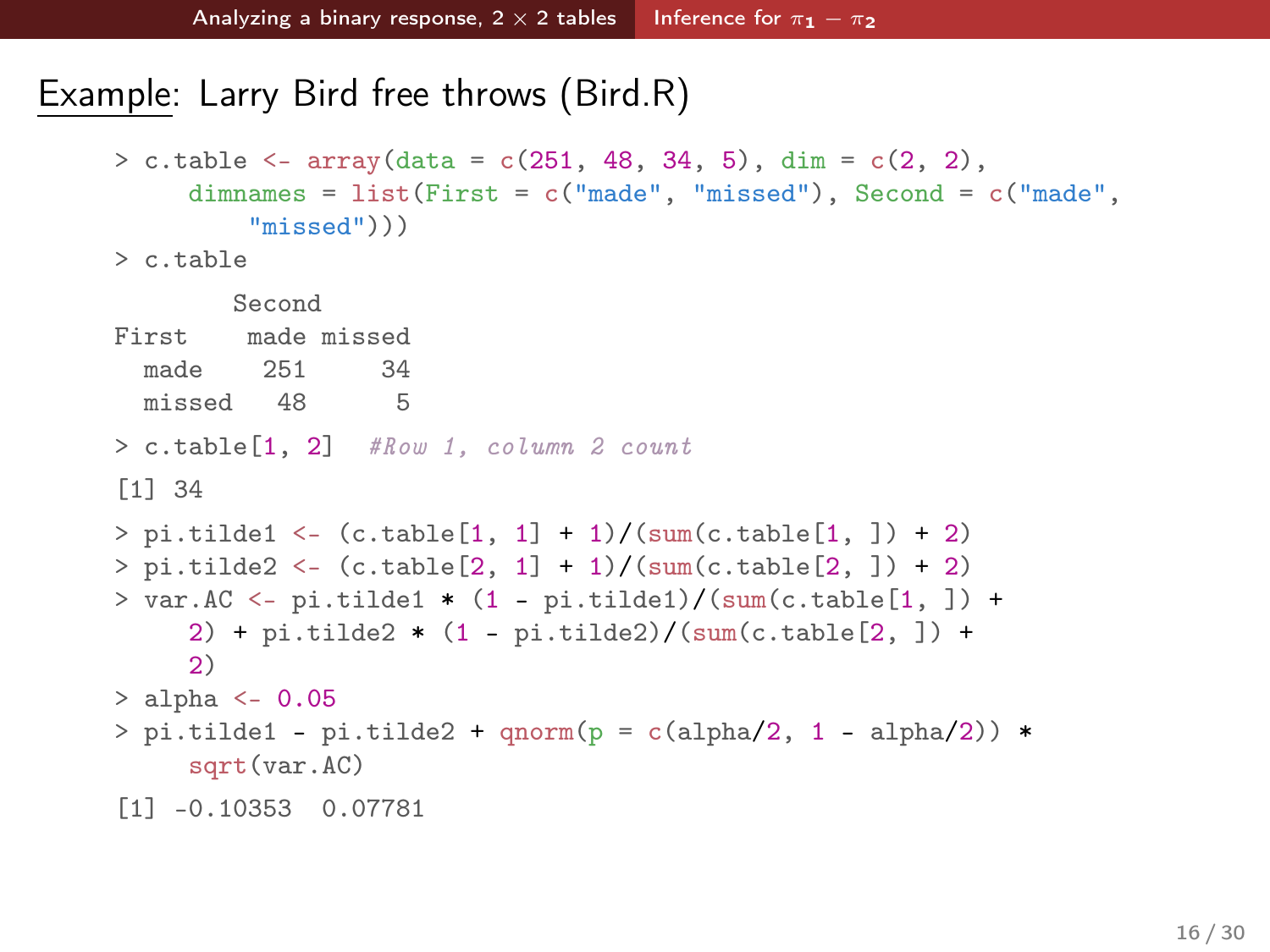## Example: Larry Bird free throws (Bird.R)

```
> c.table <- array(data = c(251, 48, 34, 5), dim = c(2, 2),
    dimnames = list(First = c("made", "missed"), Second = c("made",
      "missed")))
> c.table

        Second
First    made missed
  made    251     34
  missed   48      5

> c.table[1, 2]  #Row 1, column 2 count

[1] 34

> pi.tilde1 <- (c.table[1, 1] + 1)/(sum(c.table[1, ]) + 2)
> pi.tilde2 <- (c.table[2, 1] + 1)/(sum(c.table[2, ]) + 2)
> var.AC <- pi.tilde1 * (1 - pi.tilde1)/(sum(c.table[1, ]) +
    2) + pi.tilde2 * (1 - pi.tilde2)/(sum(c.table[2, ]) +
    2)
> alpha <- 0.05
> pi.tilde1 - pi.tilde2 + qnorm(p = c(alpha/2, 1 - alpha/2)) *
    sqrt(var.AC)

[1] -0.10353  0.07781
```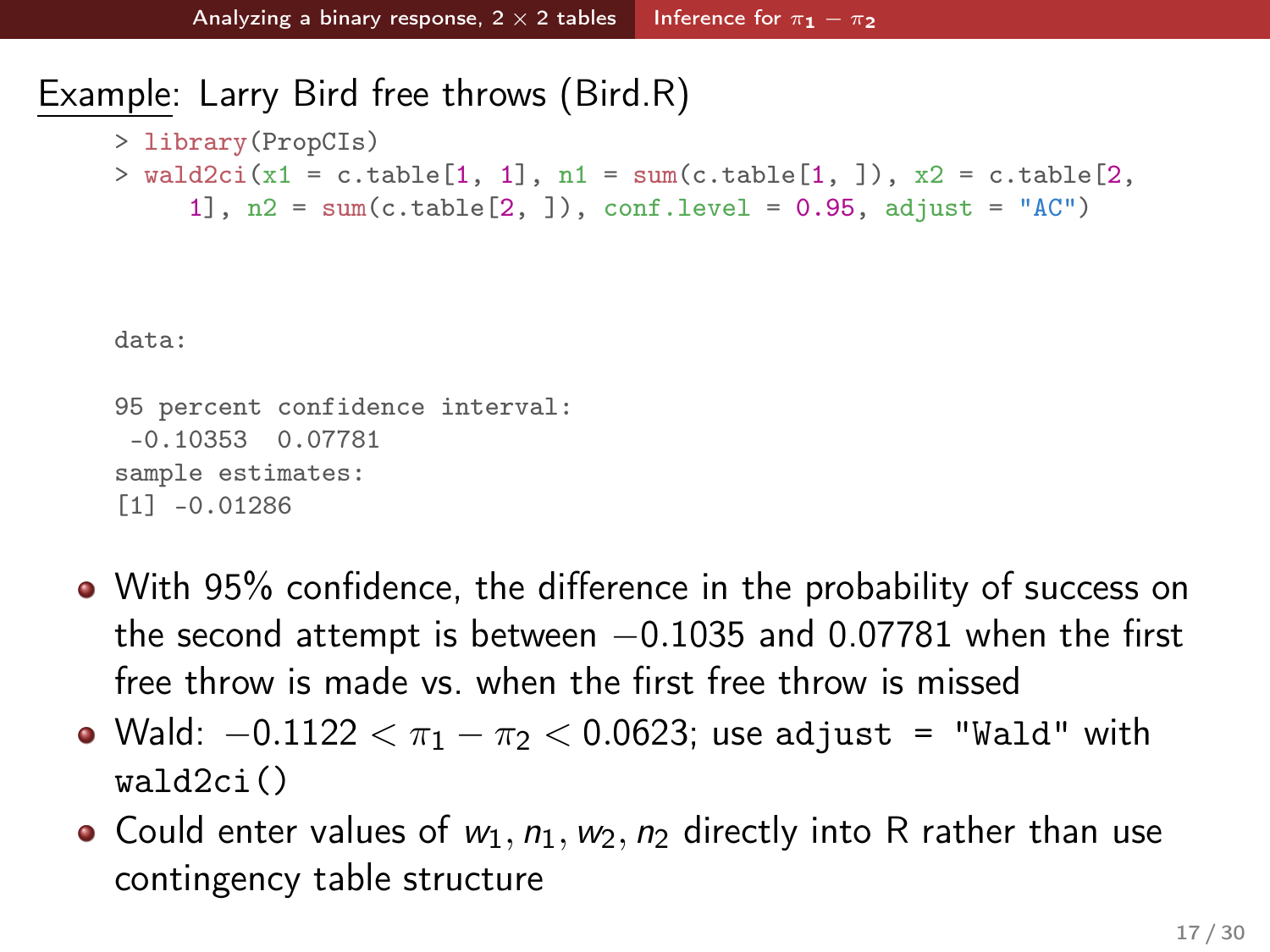## Example: Larry Bird free throws (Bird.R)

```
> library(PropCIs)
> wald2ci(x1 = c.table[1, 1], n1 = sum(c.table[1, ]), x2 = c.table[2,
    1], n2 = sum(c.table[2, ]), conf.level = 0.95, adjust = "AC")



data:

95 percent confidence interval:
 -0.10353  0.07781
sample estimates:
[1] -0.01286
```

- With 95% confidence, the difference in the probability of success on the second attempt is between $-0.1035$ and $0.07781$ when the first free throw is made vs. when the first free throw is missed
- Wald: $-0.1122 < \pi_1 - \pi_2 < 0.0623$; use `adjust = "Wald"` with `wald2ci()`
- Could enter values of $w_1, n_1, w_2, n_2$ directly into R rather than use contingency table structure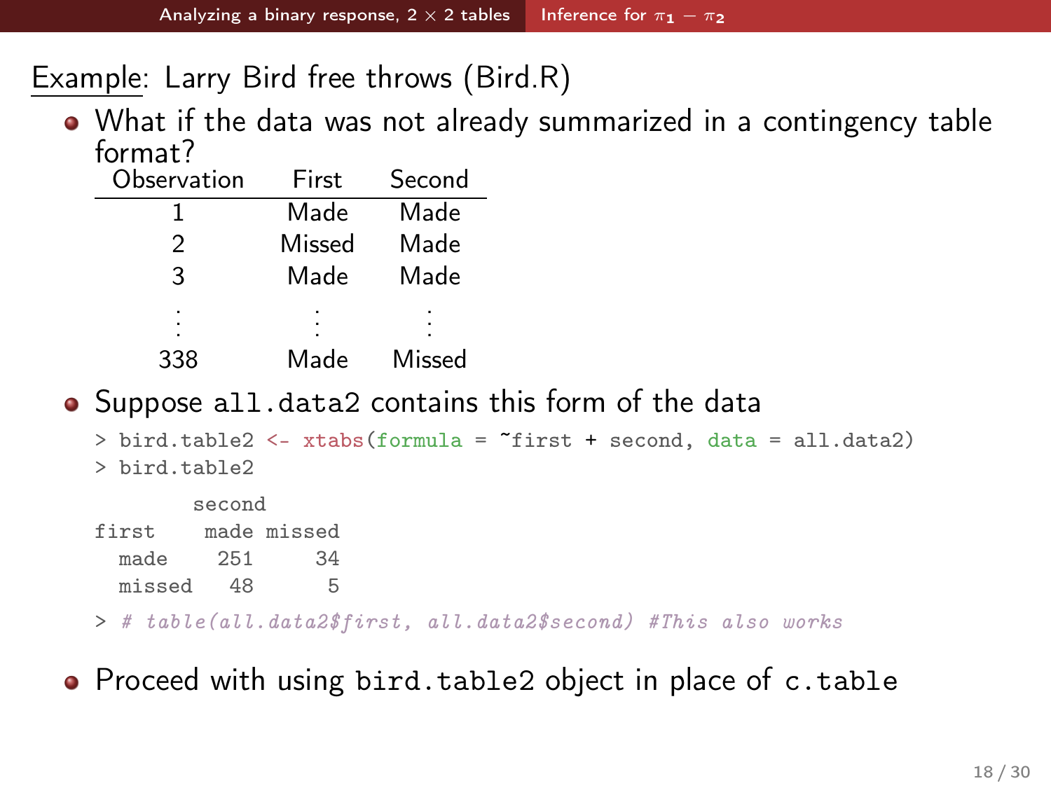## Example: Larry Bird free throws (Bird.R)

- What if the data was not already summarized in a contingency table format?

| Observation | First | Second |
|---|---|---|
| 1 | Made | Made |
| 2 | Missed | Made |
| 3 | Made | Made |
| ⋮ | ⋮ | ⋮ |
| 338 | Made | Missed |

- Suppose `all.data2` contains this form of the data

```
> bird.table2 <- xtabs(formula = ~first + second, data = all.data2)
> bird.table2

        second
first    made missed
  made    251     34
  missed   48      5

> # table(all.data2$first, all.data2$second) #This also works
```

- Proceed with using `bird.table2` object in place of `c.table`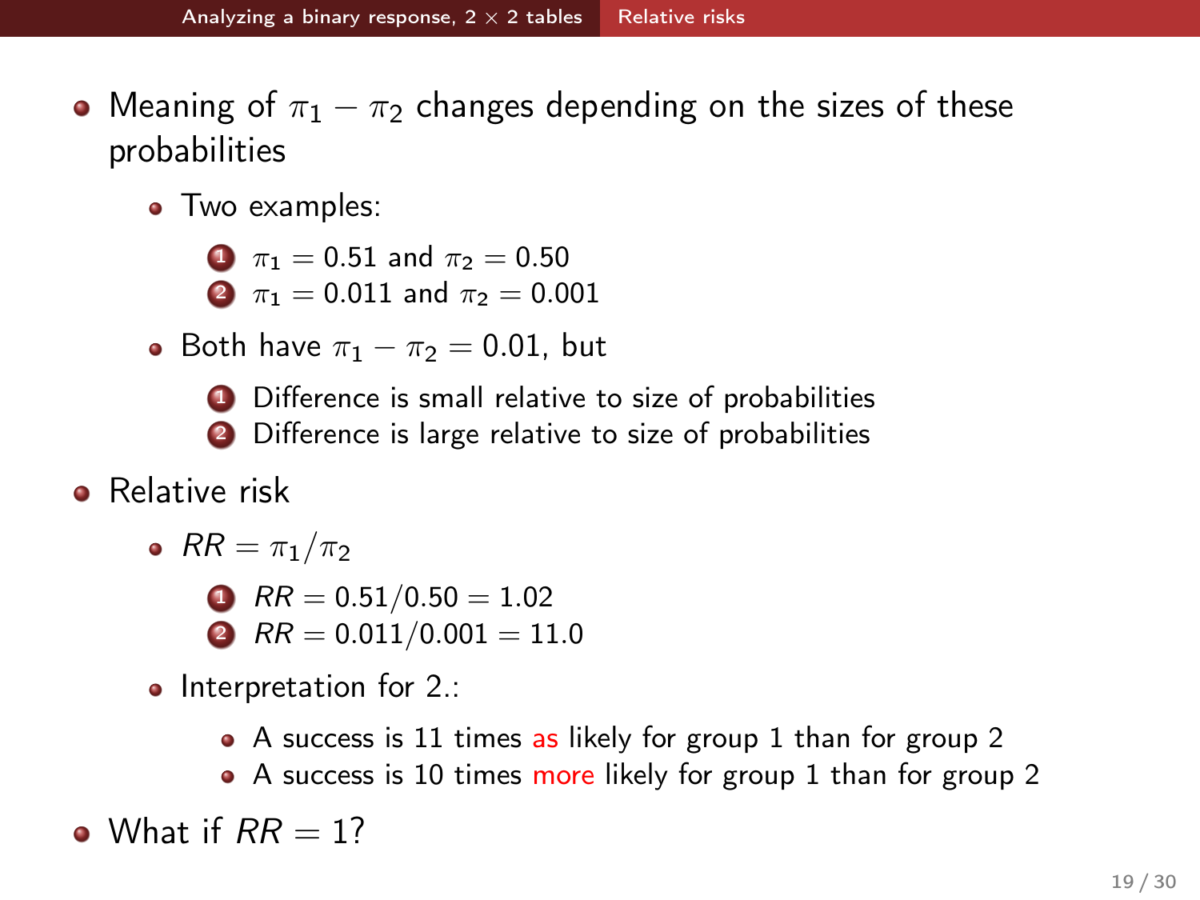- Meaning of $\pi_1 - \pi_2$ changes depending on the sizes of these probabilities
  - Two examples:
    1. $\pi_1 = 0.51$ and $\pi_2 = 0.50$
    2. $\pi_1 = 0.011$ and $\pi_2 = 0.001$
  - Both have $\pi_1 - \pi_2 = 0.01$, but
    1. Difference is small relative to size of probabilities
    2. Difference is large relative to size of probabilities
- Relative risk
  - $RR = \pi_1/\pi_2$
    1. $RR = 0.51/0.50 = 1.02$
    2. $RR = 0.011/0.001 = 11.0$
  - Interpretation for 2.:
    - A success is 11 times as likely for group 1 than for group 2
    - A success is 10 times more likely for group 1 than for group 2
- What if $RR = 1$?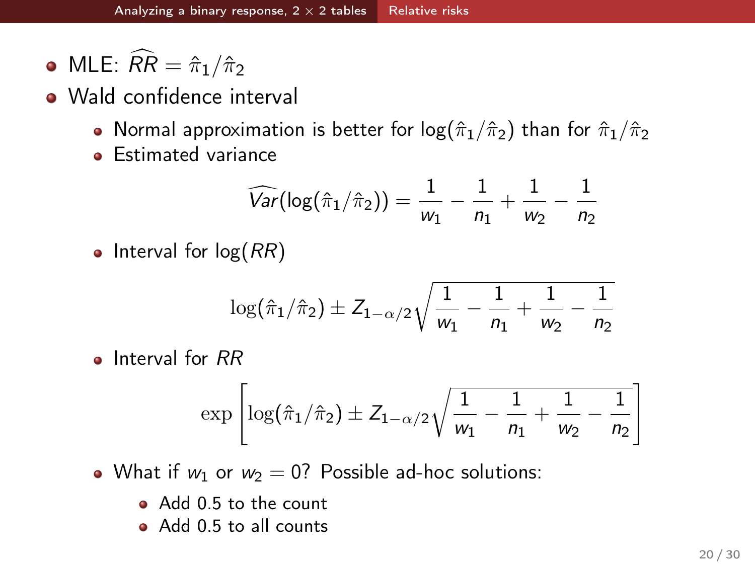- MLE: $\widehat{RR} = \hat{\pi}_1/\hat{\pi}_2$
- Wald confidence interval
  - Normal approximation is better for $\log(\hat{\pi}_1/\hat{\pi}_2)$ than for $\hat{\pi}_1/\hat{\pi}_2$
  - Estimated variance

$$\widehat{Var}(\log(\hat{\pi}_1/\hat{\pi}_2)) = \frac{1}{w_1} - \frac{1}{n_1} + \frac{1}{w_2} - \frac{1}{n_2}$$

  - Interval for $\log(RR)$

$$\log(\hat{\pi}_1/\hat{\pi}_2) \pm Z_{1-\alpha/2}\sqrt{\frac{1}{w_1} - \frac{1}{n_1} + \frac{1}{w_2} - \frac{1}{n_2}}$$

  - Interval for $RR$

$$\exp\left[\log(\hat{\pi}_1/\hat{\pi}_2) \pm Z_{1-\alpha/2}\sqrt{\frac{1}{w_1} - \frac{1}{n_1} + \frac{1}{w_2} - \frac{1}{n_2}}\right]$$

  - What if $w_1$ or $w_2 = 0$? Possible ad-hoc solutions:
    - Add 0.5 to the count
    - Add 0.5 to all counts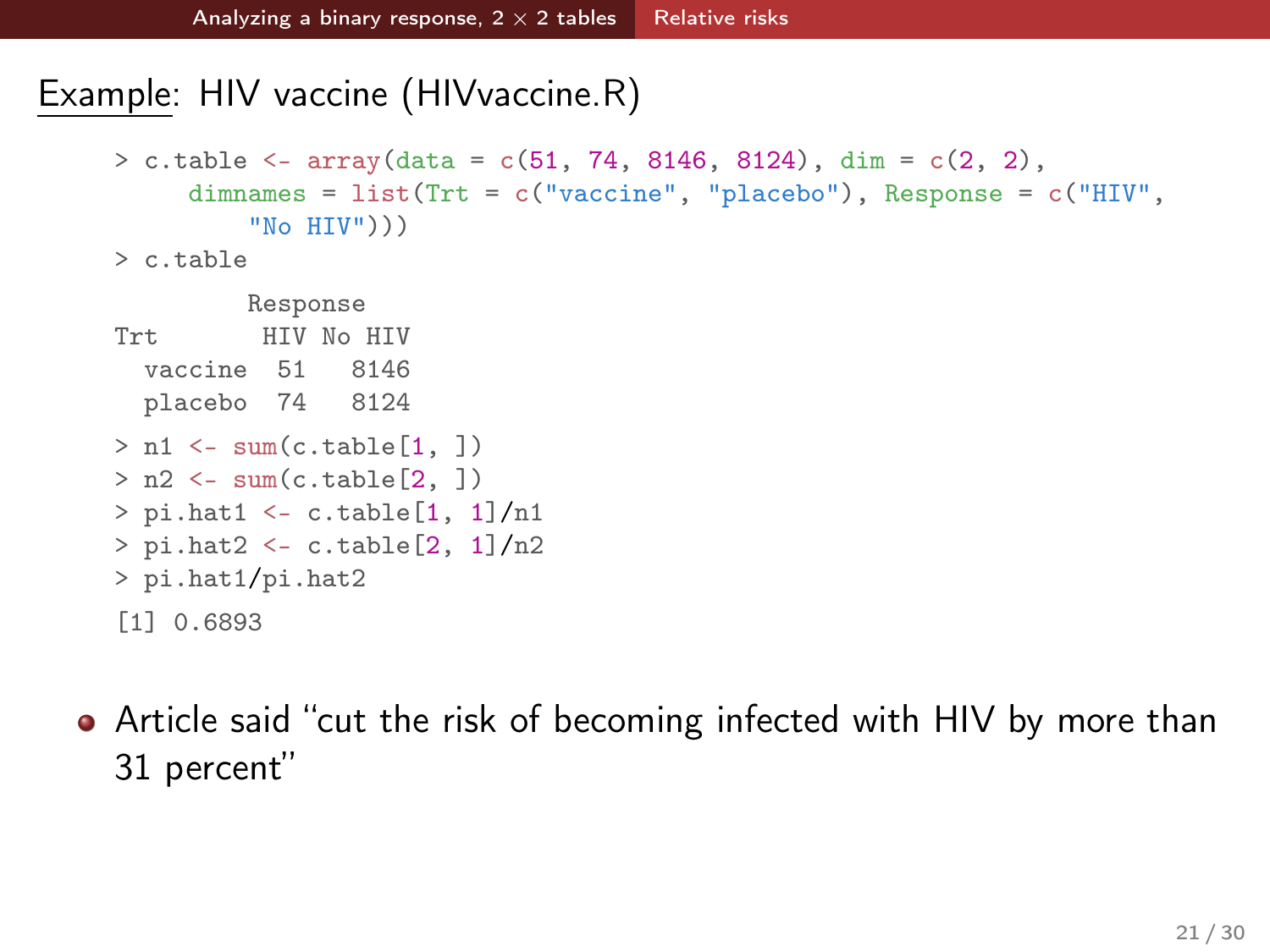## Example: HIV vaccine (HIVvaccine.R)

```
> c.table <- array(data = c(51, 74, 8146, 8124), dim = c(2, 2),
    dimnames = list(Trt = c("vaccine", "placebo"), Response = c("HIV",
      "No HIV")))
> c.table

         Response
Trt        HIV No HIV
  vaccine  51   8146
  placebo  74   8124

> n1 <- sum(c.table[1, ])
> n2 <- sum(c.table[2, ])
> pi.hat1 <- c.table[1, 1]/n1
> pi.hat2 <- c.table[2, 1]/n2
> pi.hat1/pi.hat2
[1] 0.6893
```

- Article said “cut the risk of becoming infected with HIV by more than 31 percent”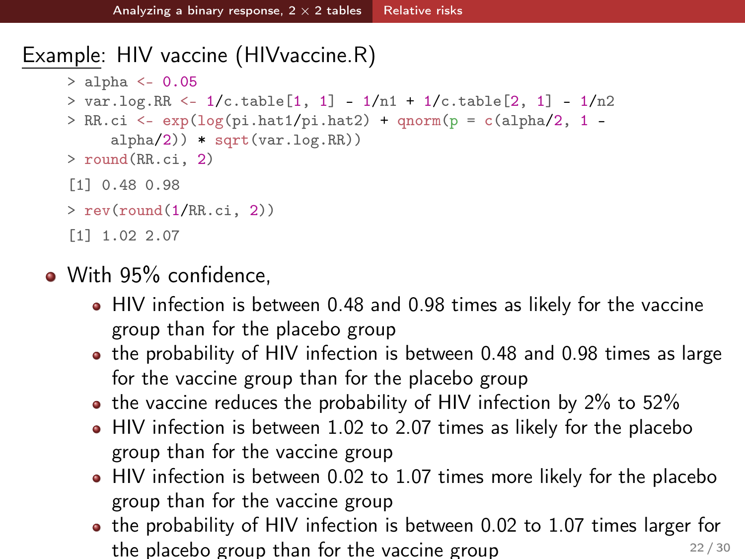## Example: HIV vaccine (HIVvaccine.R)

```
> alpha <- 0.05
> var.log.RR <- 1/c.table[1, 1] - 1/n1 + 1/c.table[2, 1] - 1/n2
> RR.ci <- exp(log(pi.hat1/pi.hat2) + qnorm(p = c(alpha/2, 1 -
    alpha/2)) * sqrt(var.log.RR))
> round(RR.ci, 2)
[1] 0.48 0.98
> rev(round(1/RR.ci, 2))
[1] 1.02 2.07
```

- With 95% confidence,
  - HIV infection is between 0.48 and 0.98 times as likely for the vaccine group than for the placebo group
  - the probability of HIV infection is between 0.48 and 0.98 times as large for the vaccine group than for the placebo group
  - the vaccine reduces the probability of HIV infection by 2% to 52%
  - HIV infection is between 1.02 to 2.07 times as likely for the placebo group than for the vaccine group
  - HIV infection is between 0.02 to 1.07 times more likely for the placebo group than for the vaccine group
  - the probability of HIV infection is between 0.02 to 1.07 times larger for the placebo group than for the vaccine group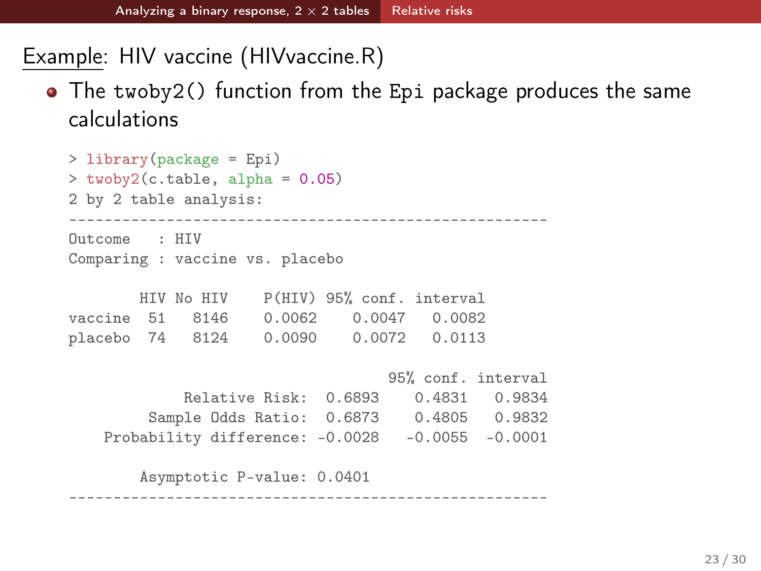## Example: HIV vaccine (HIVvaccine.R)

- The `twoby2()` function from the `Epi` package produces the same calculations

```
> library(package = Epi)
> twoby2(c.table, alpha = 0.05)
2 by 2 table analysis:
------------------------------------------------------
Outcome   : HIV
Comparing : vaccine vs. placebo

        HIV No HIV    P(HIV) 95% conf. interval
vaccine  51   8146    0.0062    0.0047   0.0082
placebo  74   8124    0.0090    0.0072   0.0113

                                   95% conf. interval
             Relative Risk:  0.6893    0.4831   0.9834
         Sample Odds Ratio:  0.6873    0.4805   0.9832
    Probability difference: -0.0028   -0.0055  -0.0001

        Asymptotic P-value: 0.0401
------------------------------------------------------
```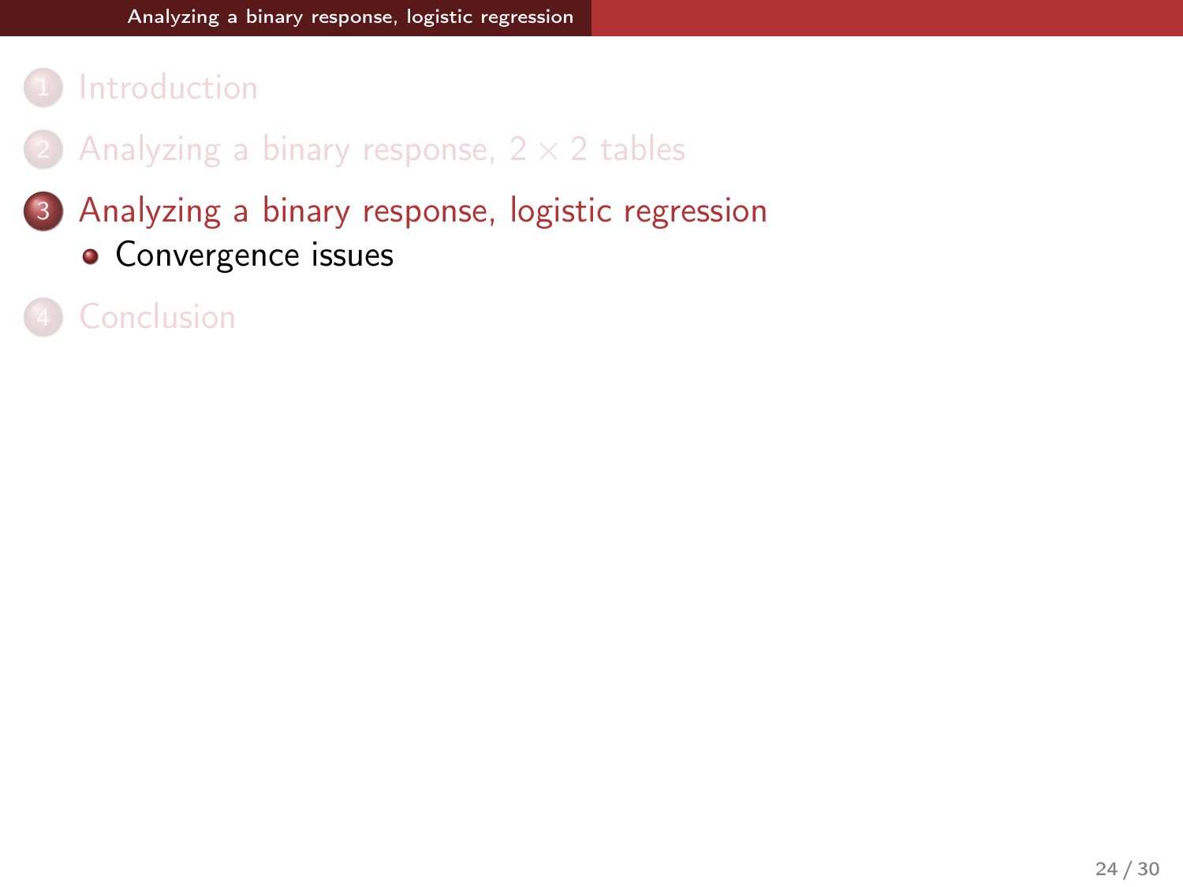1. Introduction
2. Analyzing a binary response, $2 \times 2$ tables
3. Analyzing a binary response, logistic regression
   - Convergence issues
4. Conclusion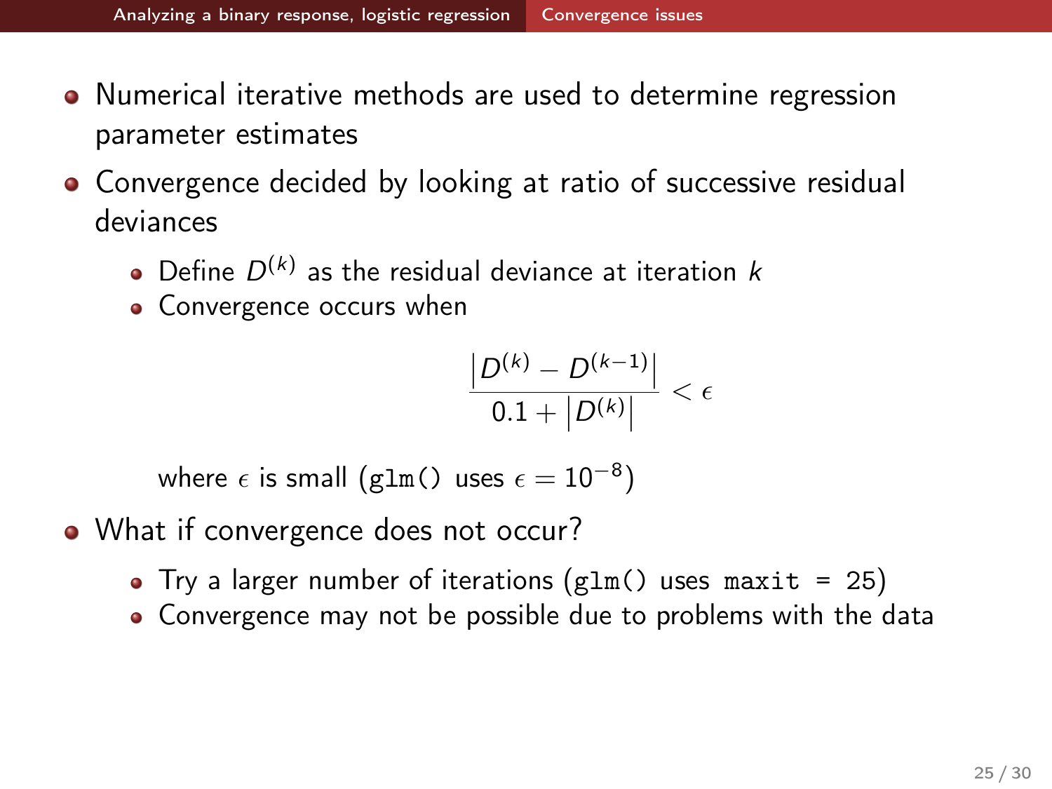- Numerical iterative methods are used to determine regression parameter estimates
- Convergence decided by looking at ratio of successive residual deviances
  - Define $D^{(k)}$ as the residual deviance at iteration $k$
  - Convergence occurs when

$$\frac{\left|D^{(k)} - D^{(k-1)}\right|}{0.1 + \left|D^{(k)}\right|} < \epsilon$$

    where $\epsilon$ is small (`glm()` uses $\epsilon = 10^{-8}$)
- What if convergence does not occur?
  - Try a larger number of iterations (`glm()` uses `maxit = 25`)
  - Convergence may not be possible due to problems with the data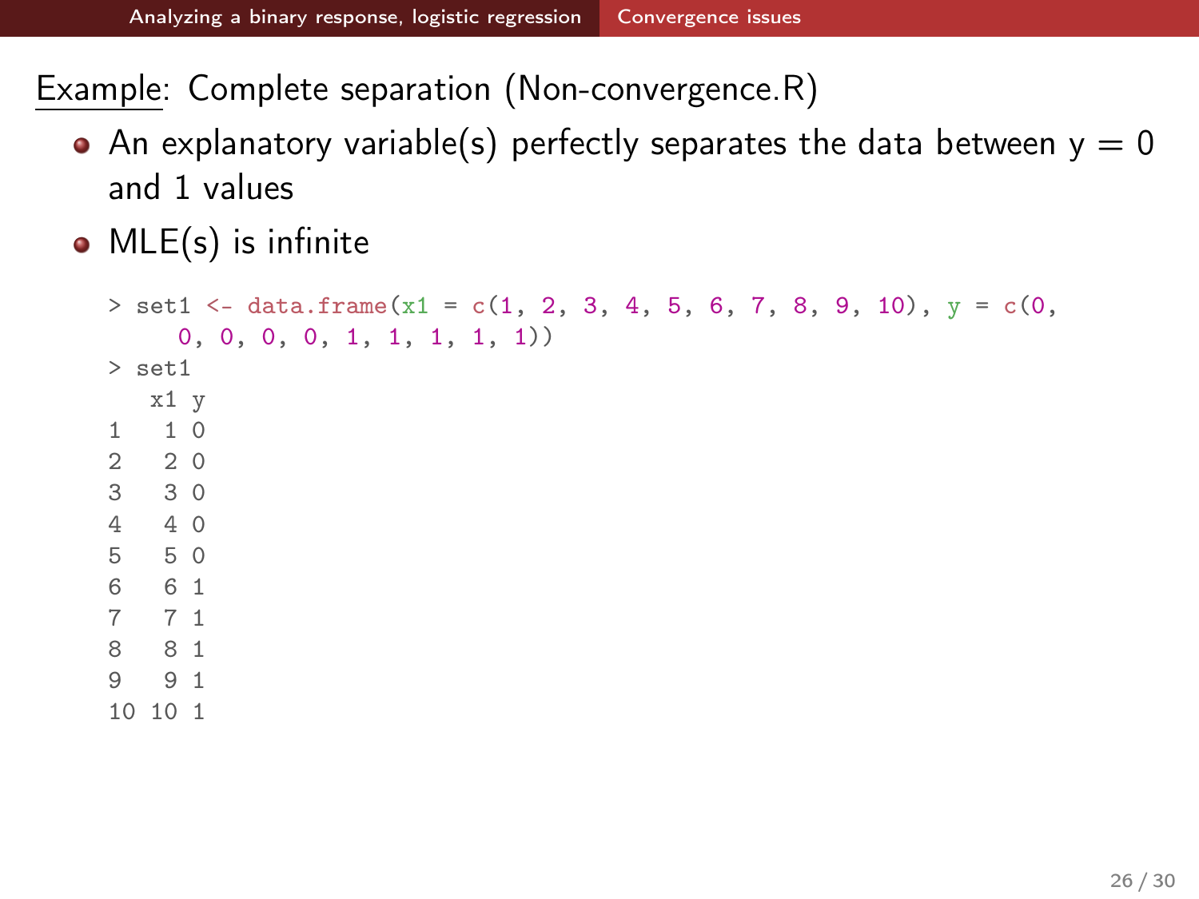Example: Complete separation (Non-convergence.R)

- An explanatory variable(s) perfectly separates the data between y = 0 and 1 values
- MLE(s) is infinite

```
> set1 <- data.frame(x1 = c(1, 2, 3, 4, 5, 6, 7, 8, 9, 10), y = c(0,
    0, 0, 0, 0, 1, 1, 1, 1, 1))
> set1
   x1 y
1   1 0
2   2 0
3   3 0
4   4 0
5   5 0
6   6 1
7   7 1
8   8 1
9   9 1
10 10 1
```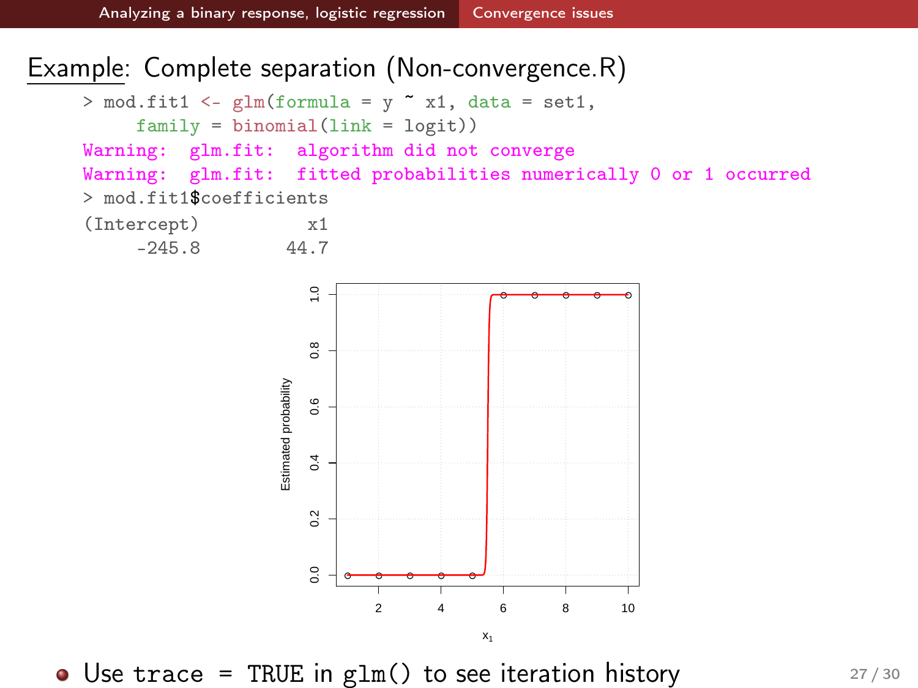## Example: Complete separation (Non-convergence.R)

```
> mod.fit1 <- glm(formula = y ~ x1, data = set1,
    family = binomial(link = logit))
Warning:  glm.fit:  algorithm did not converge
Warning:  glm.fit:  fitted probabilities numerically 0 or 1 occurred
> mod.fit1$coefficients
(Intercept)          x1
     -245.8        44.7
```

- Use `trace = TRUE` in `glm()` to see iteration history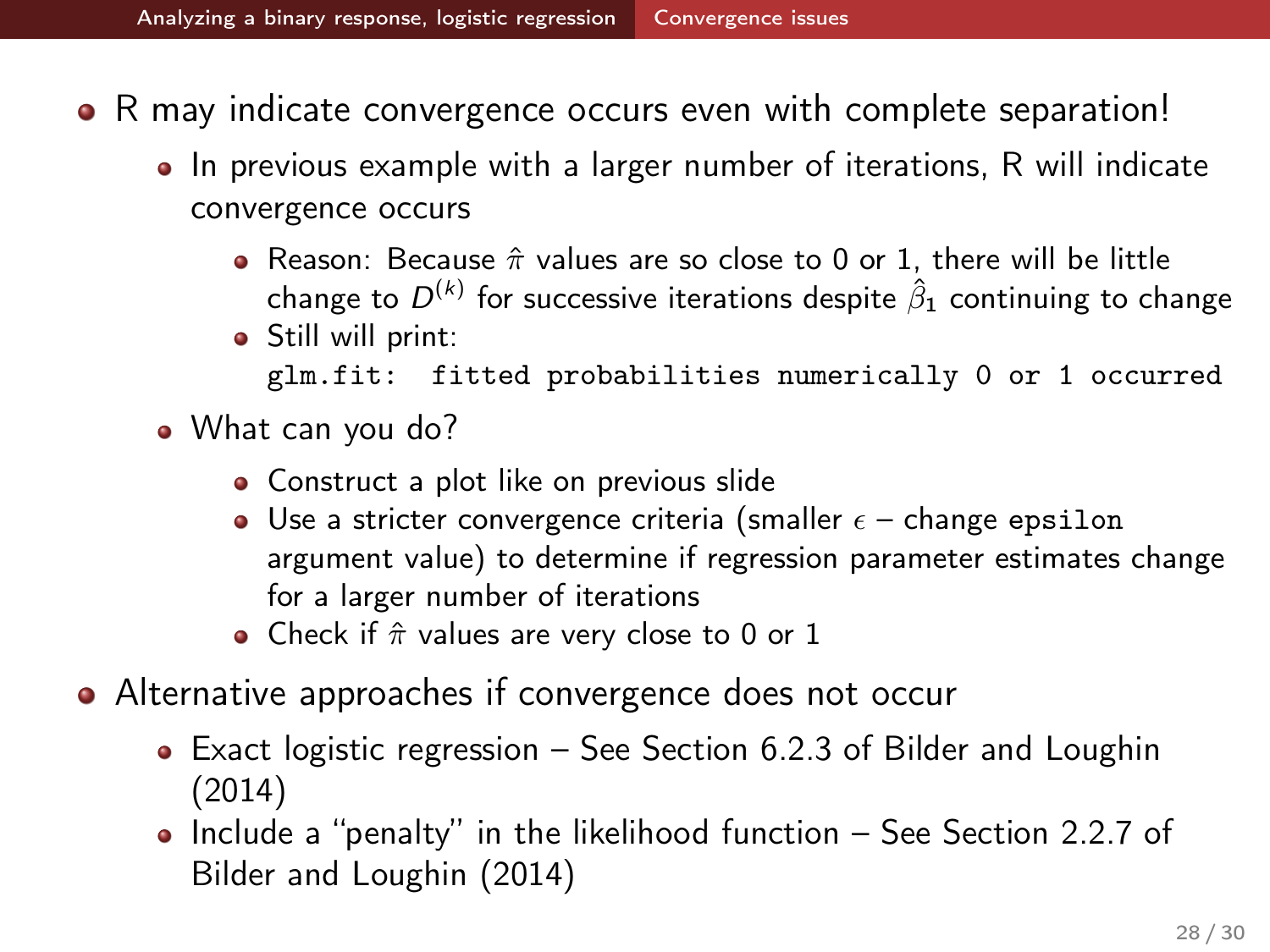- R may indicate convergence occurs even with complete separation!
  - In previous example with a larger number of iterations, R will indicate convergence occurs
    - Reason: Because $\hat{\pi}$ values are so close to 0 or 1, there will be little change to $D^{(k)}$ for successive iterations despite $\hat{\beta}_1$ continuing to change
    - Still will print:
      `glm.fit: fitted probabilities numerically 0 or 1 occurred`
  - What can you do?
    - Construct a plot like on previous slide
    - Use a stricter convergence criteria (smaller $\epsilon$ – change `epsilon` argument value) to determine if regression parameter estimates change for a larger number of iterations
    - Check if $\hat{\pi}$ values are very close to 0 or 1
- Alternative approaches if convergence does not occur
  - Exact logistic regression – See Section 6.2.3 of Bilder and Loughin (2014)
  - Include a "penalty" in the likelihood function – See Section 2.2.7 of Bilder and Loughin (2014)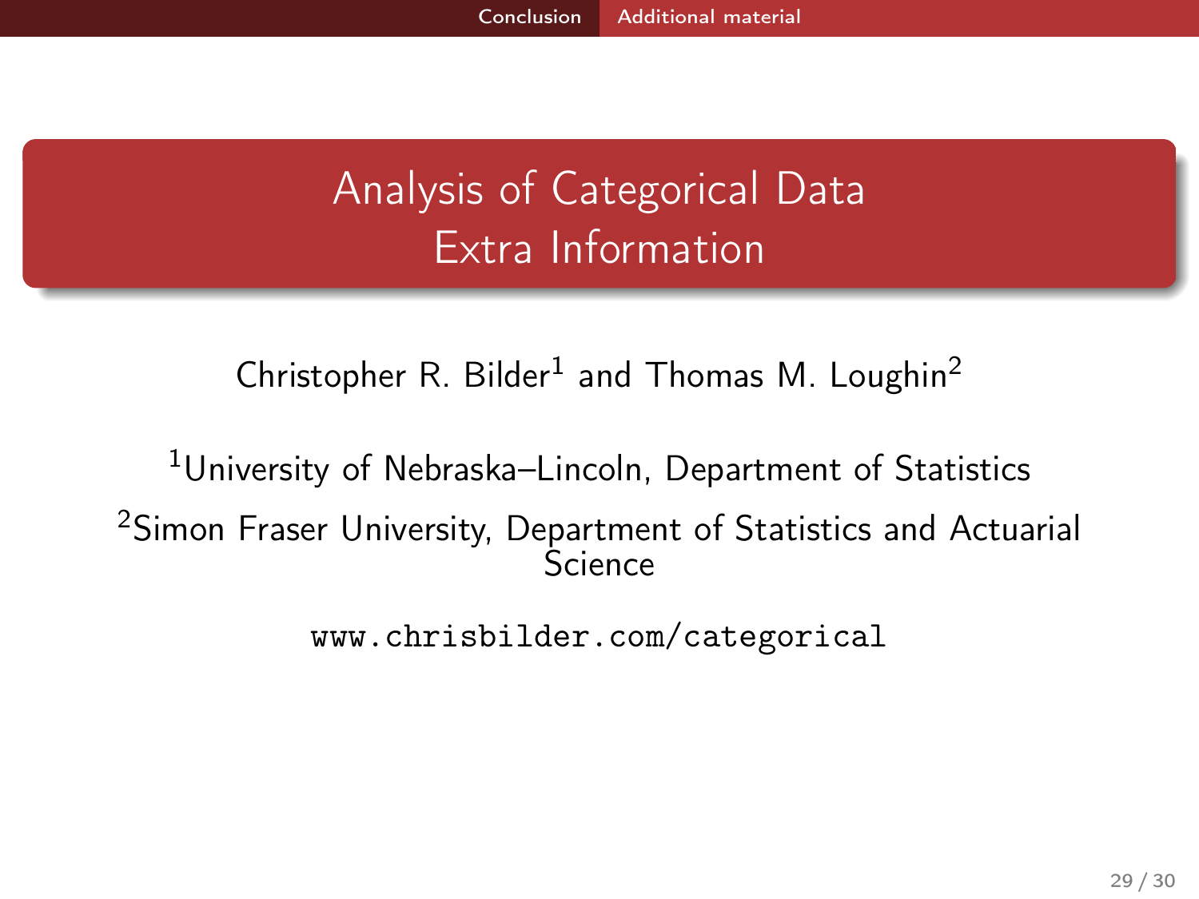# Analysis of Categorical Data
# Extra Information

Christopher R. Bilder[1] and Thomas M. Loughin[2]

[1]University of Nebraska–Lincoln, Department of Statistics

[2]Simon Fraser University, Department of Statistics and Actuarial Science

`www.chrisbilder.com/categorical`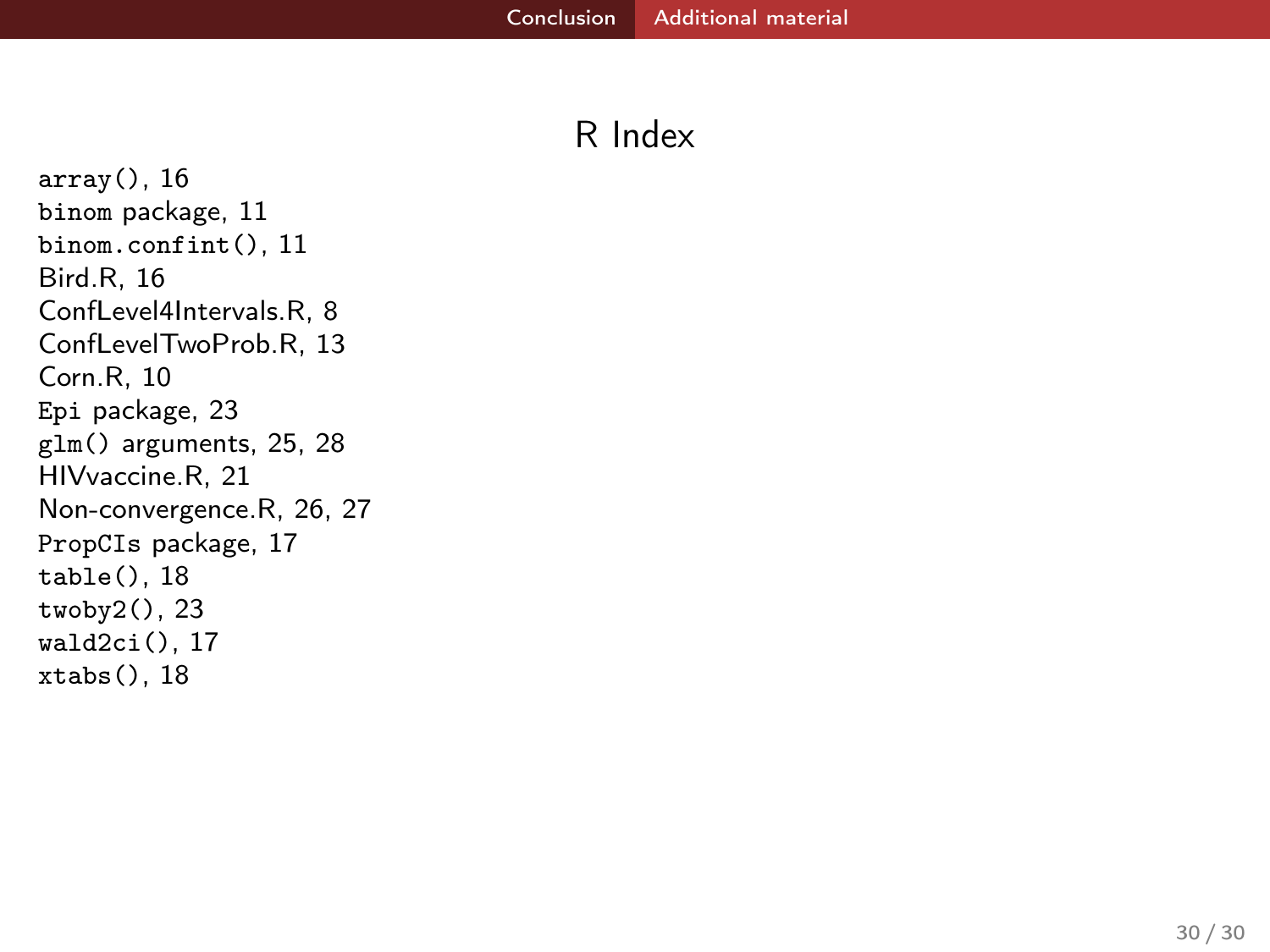# R Index

`array()`, 16  
`binom` package, 11  
`binom.confint()`, 11  
Bird.R, 16  
ConfLevel4Intervals.R, 8  
ConfLevelTwoProb.R, 13  
Corn.R, 10  
`Epi` package, 23  
`glm()` arguments, 25, 28  
HIVvaccine.R, 21  
Non-convergence.R, 26, 27  
`PropCIs` package, 17  
`table()`, 18  
`twoby2()`, 23  
`wald2ci()`, 17  
`xtabs()`, 18